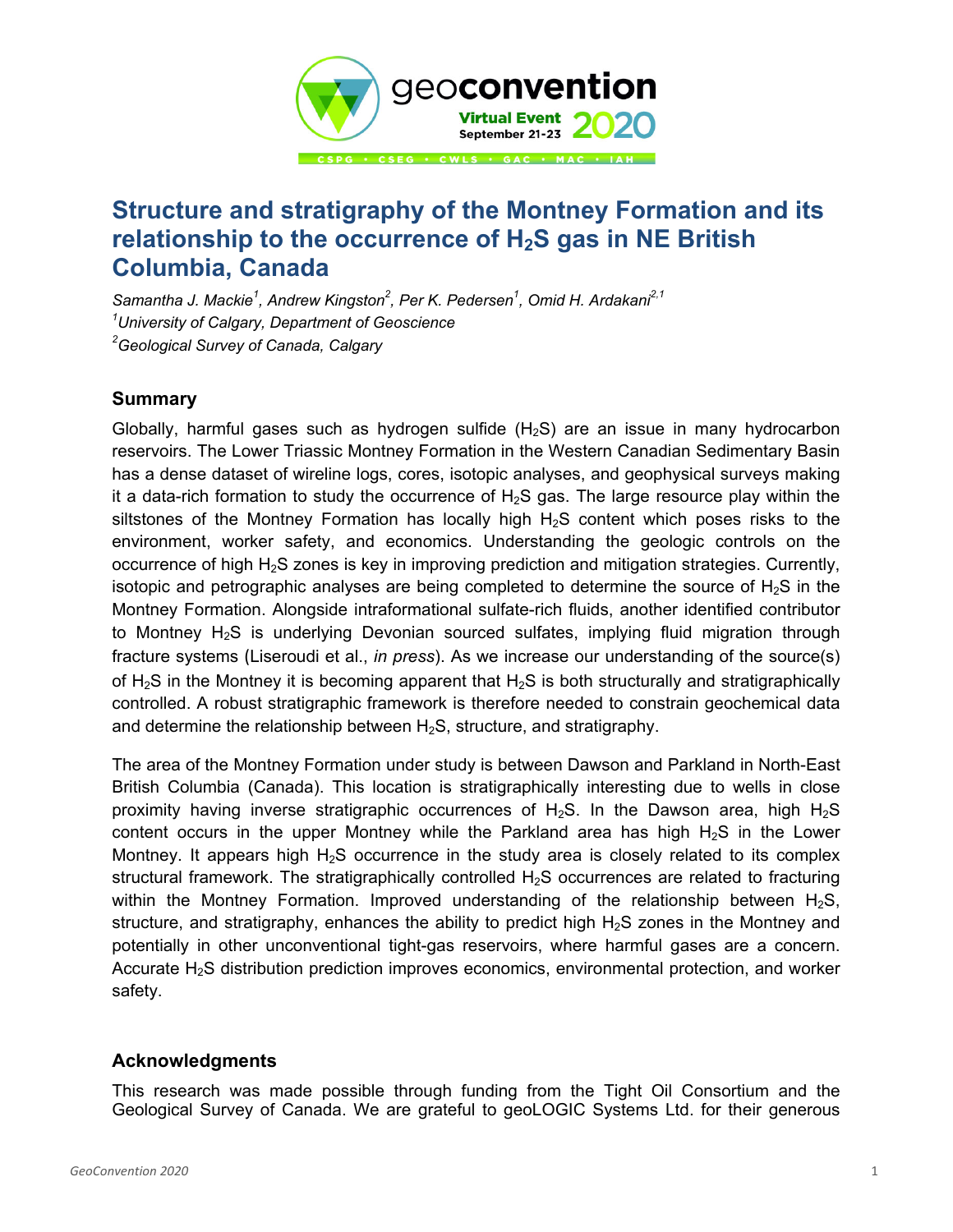# Structure and stratigraphy of the Montney Formation and its relationship to the occurrence of $H_2S$ gas in NE British Columbia, Canada

*Samantha J. Mackie[1], Andrew Kingston[2], Per K. Pedersen[1], Omid H. Ardakani[2,1]*
*[1]University of Calgary, Department of Geoscience*
*[2]Geological Survey of Canada, Calgary*

## Summary

Globally, harmful gases such as hydrogen sulfide ($H_2S$) are an issue in many hydrocarbon reservoirs. The Lower Triassic Montney Formation in the Western Canadian Sedimentary Basin has a dense dataset of wireline logs, cores, isotopic analyses, and geophysical surveys making it a data-rich formation to study the occurrence of $H_2S$ gas. The large resource play within the siltstones of the Montney Formation has locally high $H_2S$ content which poses risks to the environment, worker safety, and economics. Understanding the geologic controls on the occurrence of high $H_2S$ zones is key in improving prediction and mitigation strategies. Currently, isotopic and petrographic analyses are being completed to determine the source of $H_2S$ in the Montney Formation. Alongside intraformational sulfate-rich fluids, another identified contributor to Montney $H_2S$ is underlying Devonian sourced sulfates, implying fluid migration through fracture systems (Liseroudi et al., *in press*). As we increase our understanding of the source(s) of $H_2S$ in the Montney it is becoming apparent that $H_2S$ is both structurally and stratigraphically controlled. A robust stratigraphic framework is therefore needed to constrain geochemical data and determine the relationship between $H_2S$, structure, and stratigraphy.

The area of the Montney Formation under study is between Dawson and Parkland in North-East British Columbia (Canada). This location is stratigraphically interesting due to wells in close proximity having inverse stratigraphic occurrences of $H_2S$. In the Dawson area, high $H_2S$ content occurs in the upper Montney while the Parkland area has high $H_2S$ in the Lower Montney. It appears high $H_2S$ occurrence in the study area is closely related to its complex structural framework. The stratigraphically controlled $H_2S$ occurrences are related to fracturing within the Montney Formation. Improved understanding of the relationship between $H_2S$, structure, and stratigraphy, enhances the ability to predict high $H_2S$ zones in the Montney and potentially in other unconventional tight-gas reservoirs, where harmful gases are a concern. Accurate $H_2S$ distribution prediction improves economics, environmental protection, and worker safety.

## Acknowledgments

This research was made possible through funding from the Tight Oil Consortium and the Geological Survey of Canada. We are grateful to geoLOGIC Systems Ltd. for their generous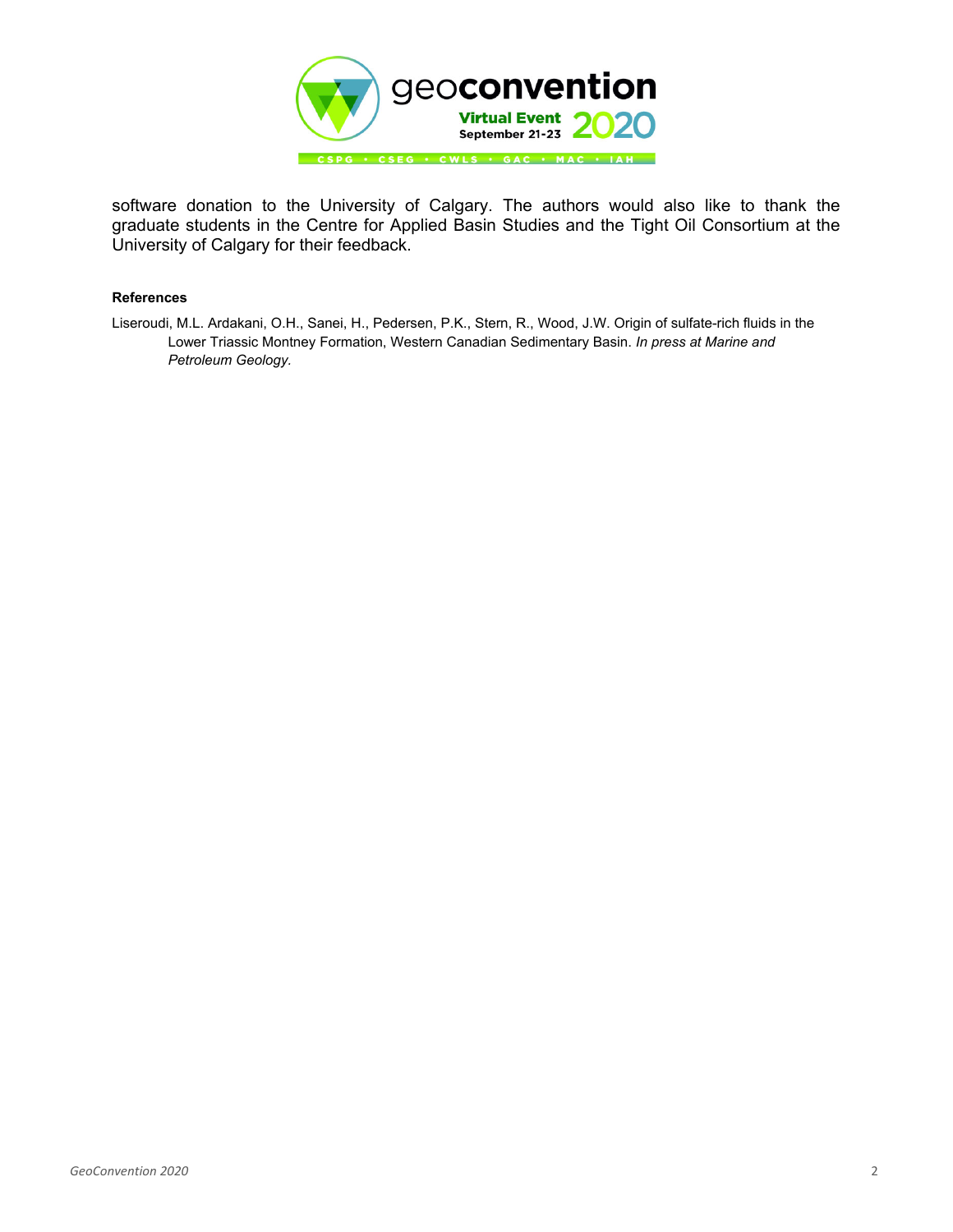software donation to the University of Calgary. The authors would also like to thank the graduate students in the Centre for Applied Basin Studies and the Tight Oil Consortium at the University of Calgary for their feedback.

**References**

Liseroudi, M.L. Ardakani, O.H., Sanei, H., Pedersen, P.K., Stern, R., Wood, J.W. Origin of sulfate-rich fluids in the Lower Triassic Montney Formation, Western Canadian Sedimentary Basin. *In press at Marine and Petroleum Geology.*